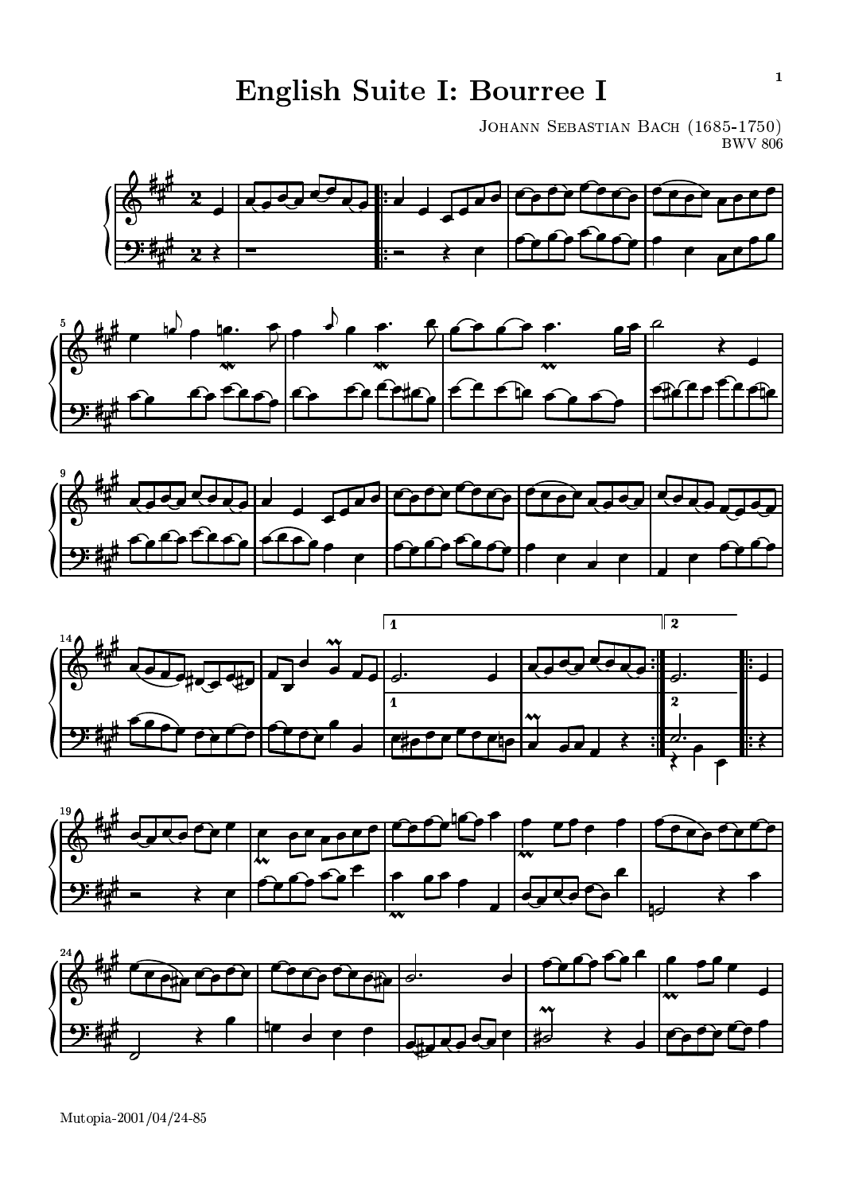# English Suite I: Bourree I

Johann Sebastian Bach (1685-1750)
BWV 806

Mutopia-2001/04/24-85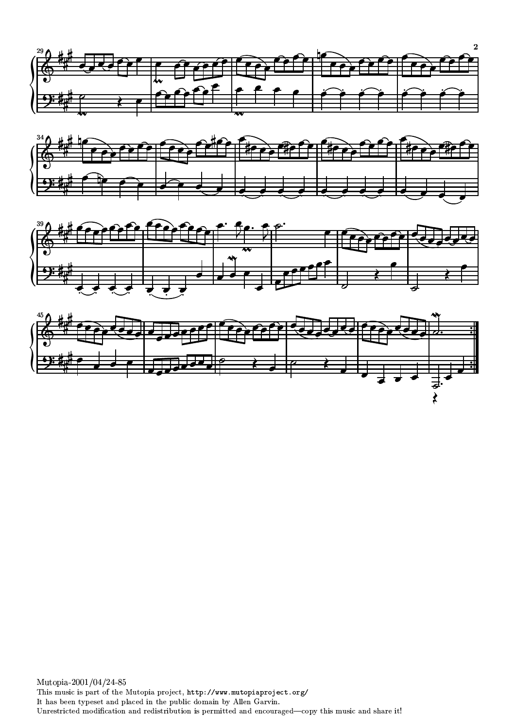Mutopia-2001/04/24-85
This music is part of the Mutopia project, http://www.mutopiaproject.org/
It has been typeset and placed in the public domain by Allen Garvin.
Unrestricted modification and redistribution is permitted and encouraged—copy this music and share it!